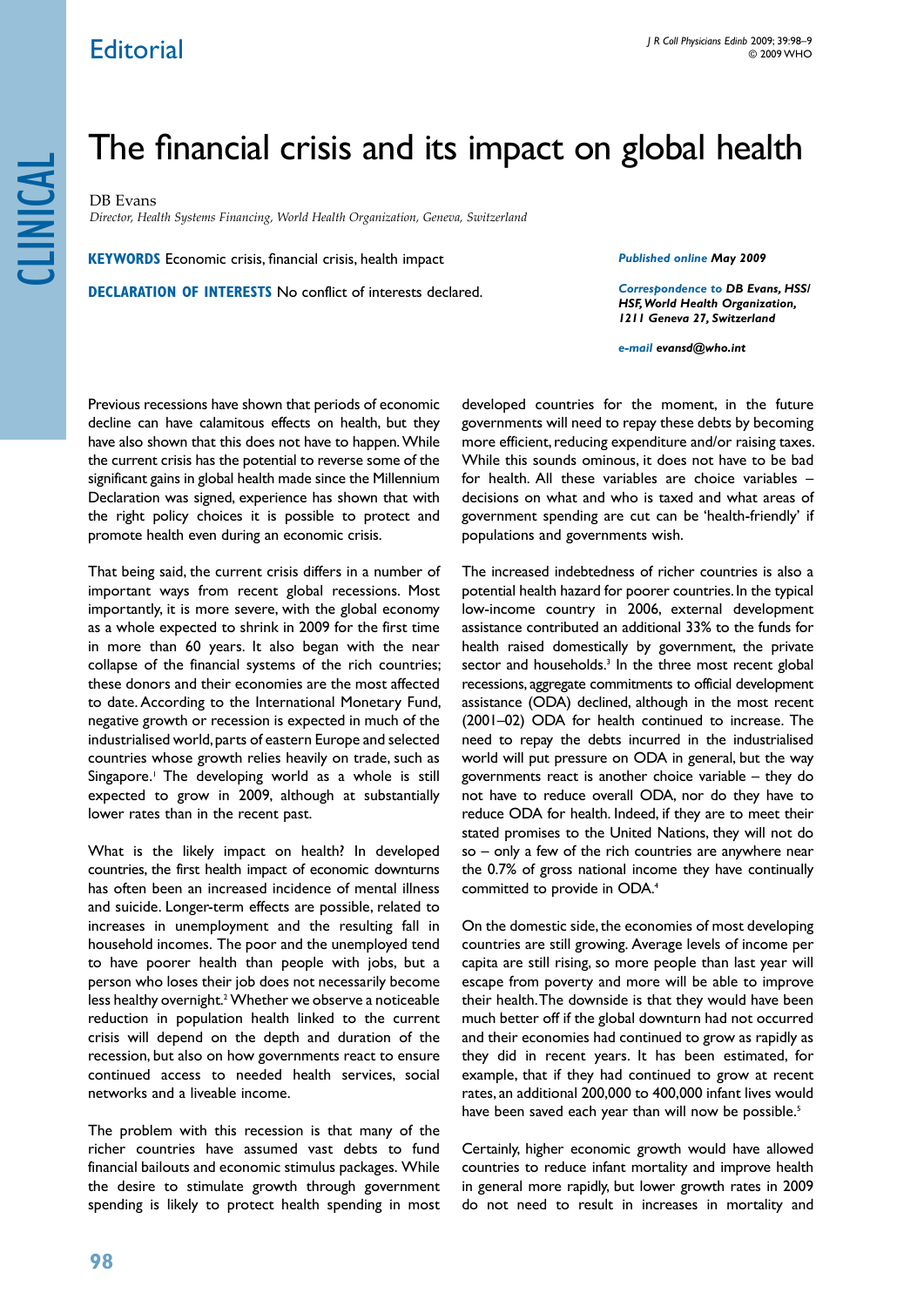Editorial

# The financial crisis and its impact on global health

DB Evans

*Director, Health Systems Financing, World Health Organization, Geneva, Switzerland*

**KEYWORDS** Economic crisis, financial crisis, health impact

**DECLARATION OF INTERESTS** No conflict of interests declared.

***Published online** May 2009*

***Correspondence to** DB Evans, HSS/HSF, World Health Organization, 1211 Geneva 27, Switzerland*

***e-mail** evansd@who.int*

Previous recessions have shown that periods of economic decline can have calamitous effects on health, but they have also shown that this does not have to happen. While the current crisis has the potential to reverse some of the significant gains in global health made since the Millennium Declaration was signed, experience has shown that with the right policy choices it is possible to protect and promote health even during an economic crisis.

That being said, the current crisis differs in a number of important ways from recent global recessions. Most importantly, it is more severe, with the global economy as a whole expected to shrink in 2009 for the first time in more than 60 years. It also began with the near collapse of the financial systems of the rich countries; these donors and their economies are the most affected to date. According to the International Monetary Fund, negative growth or recession is expected in much of the industrialised world, parts of eastern Europe and selected countries whose growth relies heavily on trade, such as Singapore.[1] The developing world as a whole is still expected to grow in 2009, although at substantially lower rates than in the recent past.

What is the likely impact on health? In developed countries, the first health impact of economic downturns has often been an increased incidence of mental illness and suicide. Longer-term effects are possible, related to increases in unemployment and the resulting fall in household incomes. The poor and the unemployed tend to have poorer health than people with jobs, but a person who loses their job does not necessarily become less healthy overnight.[2] Whether we observe a noticeable reduction in population health linked to the current crisis will depend on the depth and duration of the recession, but also on how governments react to ensure continued access to needed health services, social networks and a liveable income.

The problem with this recession is that many of the richer countries have assumed vast debts to fund financial bailouts and economic stimulus packages. While the desire to stimulate growth through government spending is likely to protect health spending in most developed countries for the moment, in the future governments will need to repay these debts by becoming more efficient, reducing expenditure and/or raising taxes. While this sounds ominous, it does not have to be bad for health. All these variables are choice variables – decisions on what and who is taxed and what areas of government spending are cut can be 'health-friendly' if populations and governments wish.

The increased indebtedness of richer countries is also a potential health hazard for poorer countries. In the typical low-income country in 2006, external development assistance contributed an additional 33% to the funds for health raised domestically by government, the private sector and households.[3] In the three most recent global recessions, aggregate commitments to official development assistance (ODA) declined, although in the most recent (2001–02) ODA for health continued to increase. The need to repay the debts incurred in the industrialised world will put pressure on ODA in general, but the way governments react is another choice variable – they do not have to reduce overall ODA, nor do they have to reduce ODA for health. Indeed, if they are to meet their stated promises to the United Nations, they will not do so – only a few of the rich countries are anywhere near the 0.7% of gross national income they have continually committed to provide in ODA.[4]

On the domestic side, the economies of most developing countries are still growing. Average levels of income per capita are still rising, so more people than last year will escape from poverty and more will be able to improve their health. The downside is that they would have been much better off if the global downturn had not occurred and their economies had continued to grow as rapidly as they did in recent years. It has been estimated, for example, that if they had continued to grow at recent rates, an additional 200,000 to 400,000 infant lives would have been saved each year than will now be possible.[5]

Certainly, higher economic growth would have allowed countries to reduce infant mortality and improve health in general more rapidly, but lower growth rates in 2009 do not need to result in increases in mortality and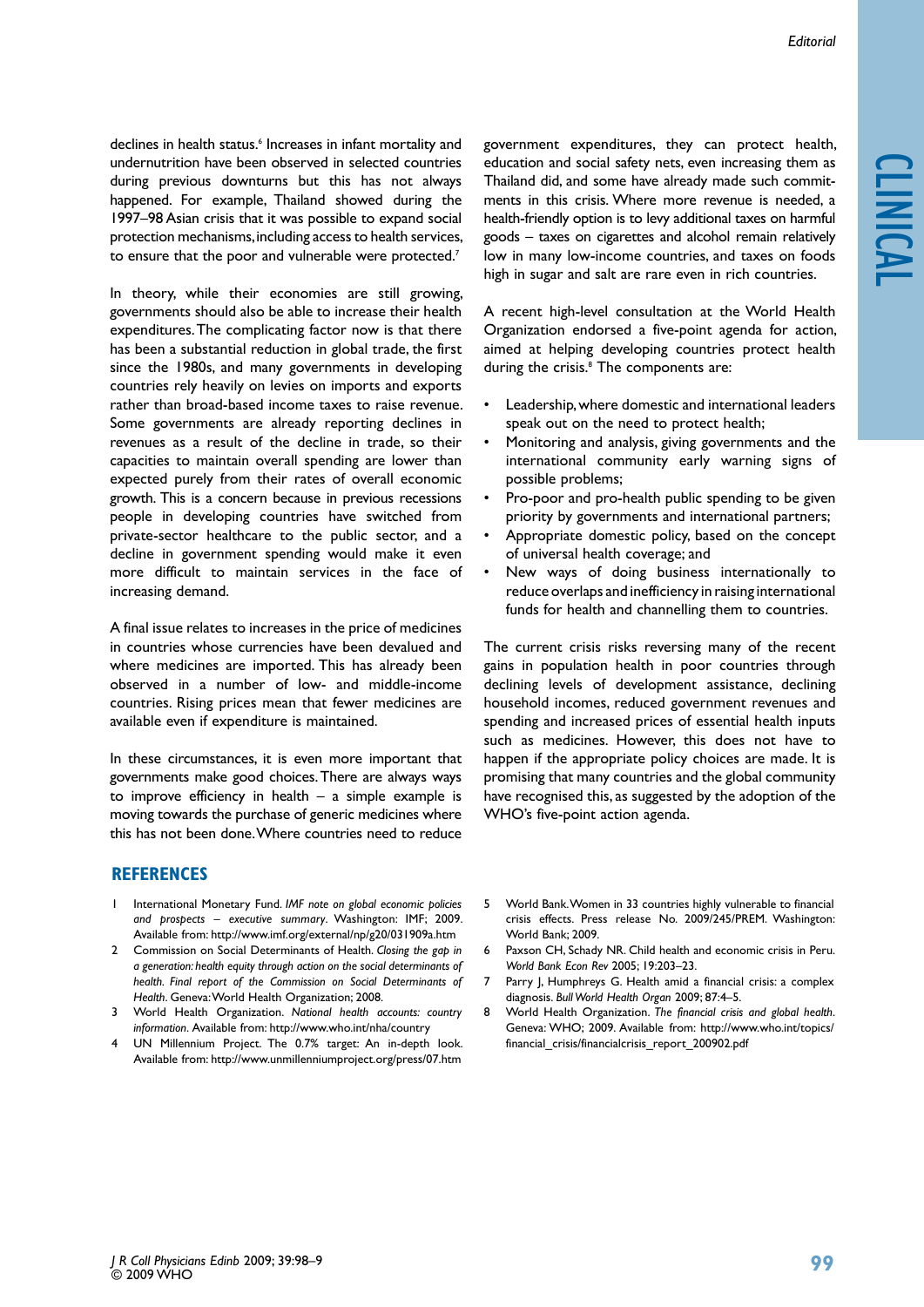declines in health status.[6] Increases in infant mortality and undernutrition have been observed in selected countries during previous downturns but this has not always happened. For example, Thailand showed during the 1997–98 Asian crisis that it was possible to expand social protection mechanisms, including access to health services, to ensure that the poor and vulnerable were protected.[7]

In theory, while their economies are still growing, governments should also be able to increase their health expenditures. The complicating factor now is that there has been a substantial reduction in global trade, the first since the 1980s, and many governments in developing countries rely heavily on levies on imports and exports rather than broad-based income taxes to raise revenue. Some governments are already reporting declines in revenues as a result of the decline in trade, so their capacities to maintain overall spending are lower than expected purely from their rates of overall economic growth. This is a concern because in previous recessions people in developing countries have switched from private-sector healthcare to the public sector, and a decline in government spending would make it even more difficult to maintain services in the face of increasing demand.

A final issue relates to increases in the price of medicines in countries whose currencies have been devalued and where medicines are imported. This has already been observed in a number of low- and middle-income countries. Rising prices mean that fewer medicines are available even if expenditure is maintained.

In these circumstances, it is even more important that governments make good choices. There are always ways to improve efficiency in health – a simple example is moving towards the purchase of generic medicines where this has not been done. Where countries need to reduce government expenditures, they can protect health, education and social safety nets, even increasing them as Thailand did, and some have already made such commitments in this crisis. Where more revenue is needed, a health-friendly option is to levy additional taxes on harmful goods – taxes on cigarettes and alcohol remain relatively low in many low-income countries, and taxes on foods high in sugar and salt are rare even in rich countries.

A recent high-level consultation at the World Health Organization endorsed a five-point agenda for action, aimed at helping developing countries protect health during the crisis.[8] The components are:

- Leadership, where domestic and international leaders speak out on the need to protect health;
- Monitoring and analysis, giving governments and the international community early warning signs of possible problems;
- Pro-poor and pro-health public spending to be given priority by governments and international partners;
- Appropriate domestic policy, based on the concept of universal health coverage; and
- New ways of doing business internationally to reduce overlaps and inefficiency in raising international funds for health and channelling them to countries.

The current crisis risks reversing many of the recent gains in population health in poor countries through declining levels of development assistance, declining household incomes, reduced government revenues and spending and increased prices of essential health inputs such as medicines. However, this does not have to happen if the appropriate policy choices are made. It is promising that many countries and the global community have recognised this, as suggested by the adoption of the WHO's five-point action agenda.

## REFERENCES

1. International Monetary Fund. *IMF note on global economic policies and prospects – executive summary*. Washington: IMF; 2009. Available from: http://www.imf.org/external/np/g20/031909a.htm
2. Commission on Social Determinants of Health. *Closing the gap in a generation: health equity through action on the social determinants of health. Final report of the Commission on Social Determinants of Health*. Geneva: World Health Organization; 2008.
3. World Health Organization. *National health accounts: country information*. Available from: http://www.who.int/nha/country
4. UN Millennium Project. The 0.7% target: An in-depth look. Available from: http://www.unmillenniumproject.org/press/07.htm
5. World Bank. Women in 33 countries highly vulnerable to financial crisis effects. Press release No. 2009/245/PREM. Washington: World Bank; 2009.
6. Paxson CH, Schady NR. Child health and economic crisis in Peru. *World Bank Econ Rev* 2005; 19:203–23.
7. Parry J, Humphreys G. Health amid a financial crisis: a complex diagnosis. *Bull World Health Organ* 2009; 87:4–5.
8. World Health Organization. *The financial crisis and global health*. Geneva: WHO; 2009. Available from: http://www.who.int/topics/financial_crisis/financialcrisis_report_200902.pdf

© 2009 WHO